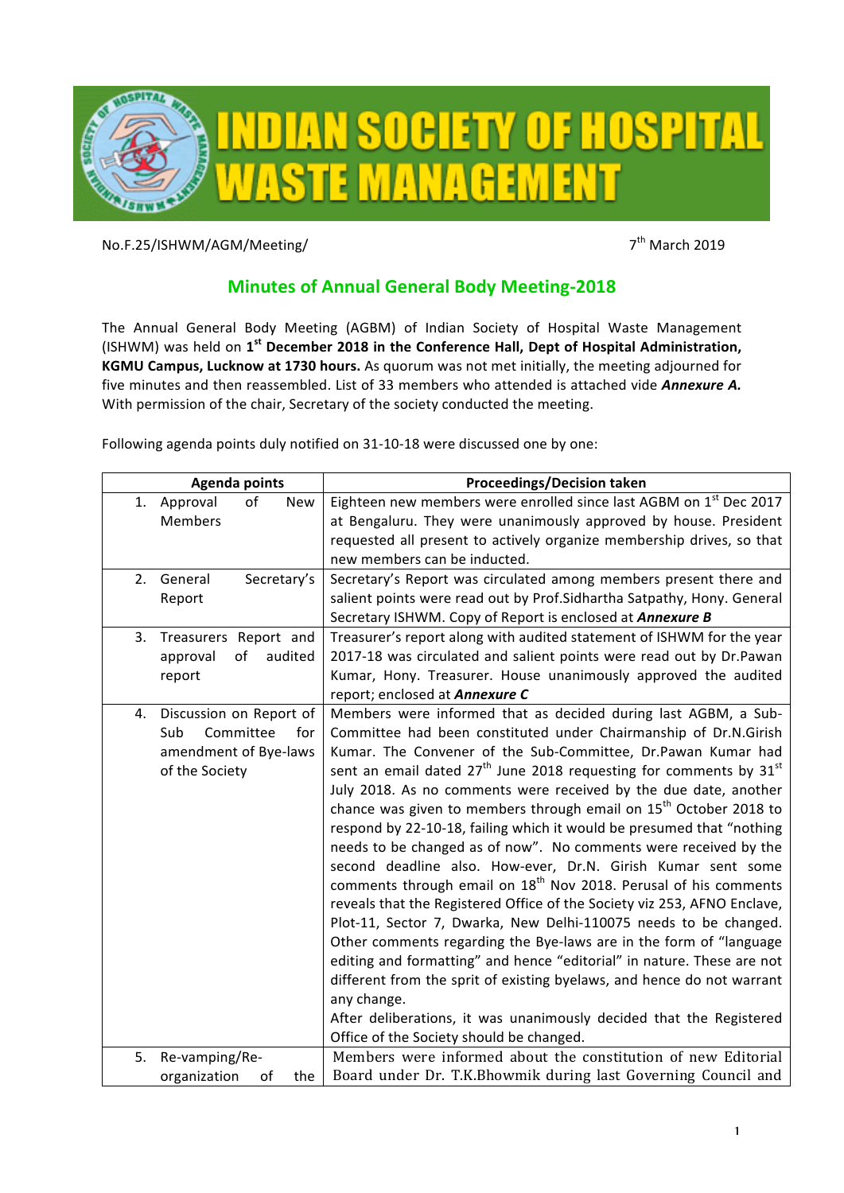# INDIAN SOCIETY OF HOSPITAL WASTE MANAGEMENT

No.F.25/ISHWM/AGM/Meeting/ 7th March 2019

## Minutes of Annual General Body Meeting-2018

The Annual General Body Meeting (AGBM) of Indian Society of Hospital Waste Management (ISHWM) was held on **1st December 2018 in the Conference Hall, Dept of Hospital Administration, KGMU Campus, Lucknow at 1730 hours.** As quorum was not met initially, the meeting adjourned for five minutes and then reassembled. List of 33 members who attended is attached vide ***Annexure A.*** With permission of the chair, Secretary of the society conducted the meeting.

Following agenda points duly notified on 31-10-18 were discussed one by one:

| Agenda points | Proceedings/Decision taken |
|---|---|
| 1. Approval of New Members | Eighteen new members were enrolled since last AGBM on 1st Dec 2017 at Bengaluru. They were unanimously approved by house. President requested all present to actively organize membership drives, so that new members can be inducted. |
| 2. General Secretary's Report | Secretary's Report was circulated among members present there and salient points were read out by Prof.Sidhartha Satpathy, Hony. General Secretary ISHWM. Copy of Report is enclosed at ***Annexure B*** |
| 3. Treasurers Report and approval of audited report | Treasurer's report along with audited statement of ISHWM for the year 2017-18 was circulated and salient points were read out by Dr.Pawan Kumar, Hony. Treasurer. House unanimously approved the audited report; enclosed at ***Annexure C*** |
| 4. Discussion on Report of Sub Committee for amendment of Bye-laws of the Society | Members were informed that as decided during last AGBM, a Sub-Committee had been constituted under Chairmanship of Dr.N.Girish Kumar. The Convener of the Sub-Committee, Dr.Pawan Kumar had sent an email dated 27th June 2018 requesting for comments by 31st July 2018. As no comments were received by the due date, another chance was given to members through email on 15th October 2018 to respond by 22-10-18, failing which it would be presumed that "nothing needs to be changed as of now". No comments were received by the second deadline also. How-ever, Dr.N. Girish Kumar sent some comments through email on 18th Nov 2018. Perusal of his comments reveals that the Registered Office of the Society viz 253, AFNO Enclave, Plot-11, Sector 7, Dwarka, New Delhi-110075 needs to be changed. Other comments regarding the Bye-laws are in the form of "language editing and formatting" and hence "editorial" in nature. These are not different from the sprit of existing byelaws, and hence do not warrant any change.<br>After deliberations, it was unanimously decided that the Registered Office of the Society should be changed. |
| 5. Re-vamping/Re-organization of the | Members were informed about the constitution of new Editorial Board under Dr. T.K.Bhowmik during last Governing Council and |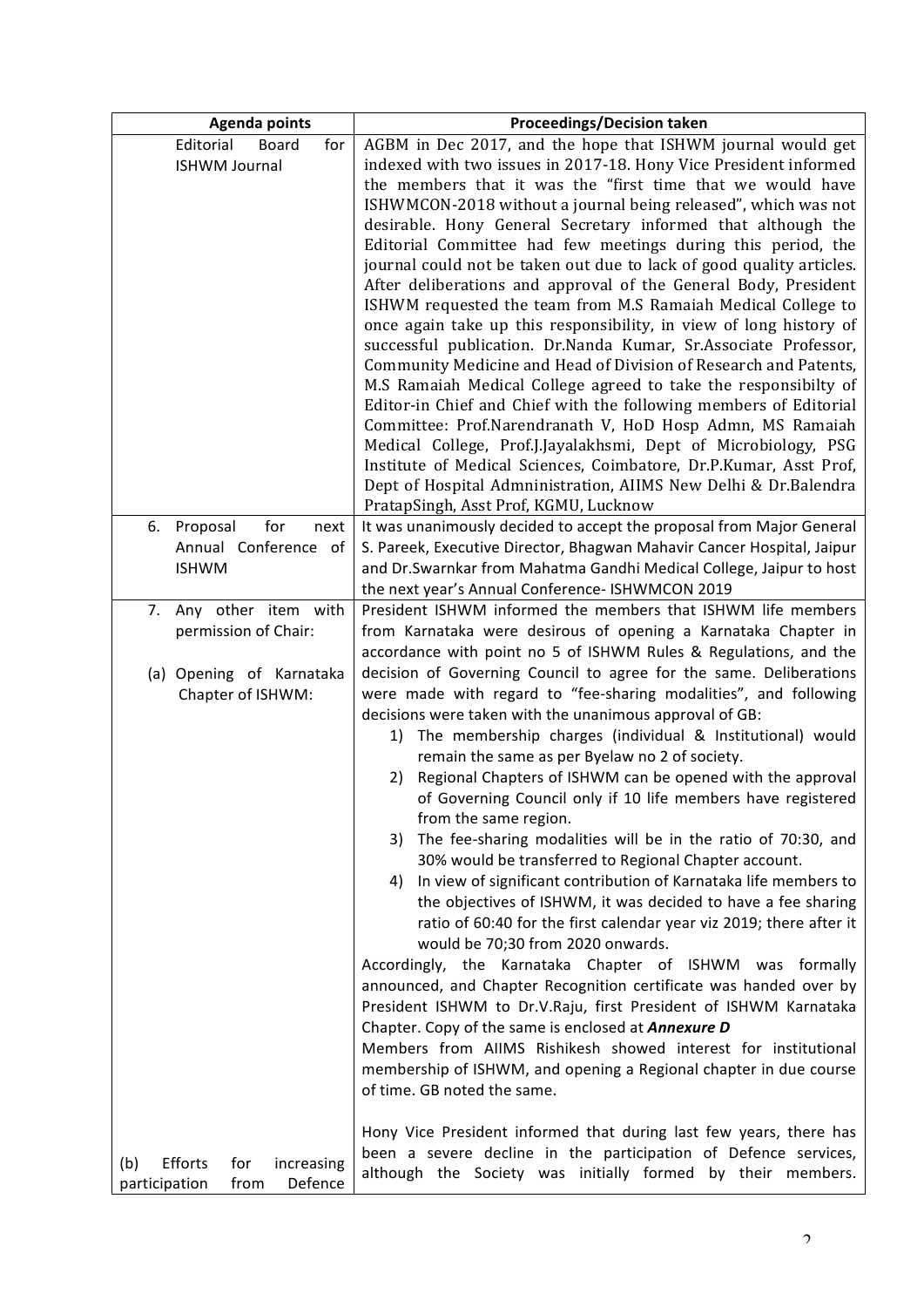| Agenda points | Proceedings/Decision taken |
|---|---|
| Editorial Board for ISHWM Journal | AGBM in Dec 2017, and the hope that ISHWM journal would get indexed with two issues in 2017-18. Hony Vice President informed the members that it was the "first time that we would have ISHWMCON-2018 without a journal being released", which was not desirable. Hony General Secretary informed that although the Editorial Committee had few meetings during this period, the journal could not be taken out due to lack of good quality articles. After deliberations and approval of the General Body, President ISHWM requested the team from M.S Ramaiah Medical College to once again take up this responsibility, in view of long history of successful publication. Dr.Nanda Kumar, Sr.Associate Professor, Community Medicine and Head of Division of Research and Patents, M.S Ramaiah Medical College agreed to take the responsibilty of Editor-in Chief and Chief with the following members of Editorial Committee: Prof.Narendranath V, HoD Hosp Admn, MS Ramaiah Medical College, Prof.J.Jayalakhsmi, Dept of Microbiology, PSG Institute of Medical Sciences, Coimbatore, Dr.P.Kumar, Asst Prof, Dept of Hospital Admninistration, AIIMS New Delhi & Dr.Balendra PratapSingh, Asst Prof, KGMU, Lucknow |
| 6. Proposal for next Annual Conference of ISHWM | It was unanimously decided to accept the proposal from Major General S. Pareek, Executive Director, Bhagwan Mahavir Cancer Hospital, Jaipur and Dr.Swarnkar from Mahatma Gandhi Medical College, Jaipur to host the next year's Annual Conference- ISHWMCON 2019 |
| 7. Any other item with permission of Chair:<br><br>(a) Opening of Karnataka Chapter of ISHWM: | President ISHWM informed the members that ISHWM life members from Karnataka were desirous of opening a Karnataka Chapter in accordance with point no 5 of ISHWM Rules & Regulations, and the decision of Governing Council to agree for the same. Deliberations were made with regard to "fee-sharing modalities", and following decisions were taken with the unanimous approval of GB:<br>1) The membership charges (individual & Institutional) would remain the same as per Byelaw no 2 of society.<br>2) Regional Chapters of ISHWM can be opened with the approval of Governing Council only if 10 life members have registered from the same region.<br>3) The fee-sharing modalities will be in the ratio of 70:30, and 30% would be transferred to Regional Chapter account.<br>4) In view of significant contribution of Karnataka life members to the objectives of ISHWM, it was decided to have a fee sharing ratio of 60:40 for the first calendar year viz 2019; there after it would be 70;30 from 2020 onwards.<br>Accordingly, the Karnataka Chapter of ISHWM was formally announced, and Chapter Recognition certificate was handed over by President ISHWM to Dr.V.Raju, first President of ISHWM Karnataka Chapter. Copy of the same is enclosed at ***Annexure D***<br>Members from AIIMS Rishikesh showed interest for institutional membership of ISHWM, and opening a Regional chapter in due course of time. GB noted the same. |
| (b) Efforts for increasing participation from Defence | Hony Vice President informed that during last few years, there has been a severe decline in the participation of Defence services, although the Society was initially formed by their members. |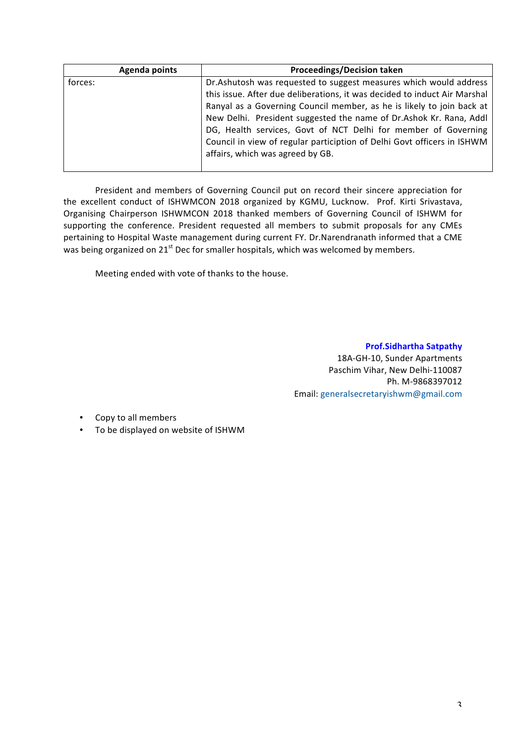| Agenda points | Proceedings/Decision taken |
|---|---|
| forces: | Dr.Ashutosh was requested to suggest measures which would address this issue. After due deliberations, it was decided to induct Air Marshal Ranyal as a Governing Council member, as he is likely to join back at New Delhi. President suggested the name of Dr.Ashok Kr. Rana, Addl DG, Health services, Govt of NCT Delhi for member of Governing Council in view of regular participtiion of Delhi Govt officers in ISHWM affairs, which was agreed by GB. |

President and members of Governing Council put on record their sincere appreciation for the excellent conduct of ISHWMCON 2018 organized by KGMU, Lucknow. Prof. Kirti Srivastava, Organising Chairperson ISHWMCON 2018 thanked members of Governing Council of ISHWM for supporting the conference. President requested all members to submit proposals for any CMEs pertaining to Hospital Waste management during current FY. Dr.Narendranath informed that a CME was being organized on 21st Dec for smaller hospitals, which was welcomed by members.

Meeting ended with vote of thanks to the house.

**Prof.Sidhartha Satpathy**
18A-GH-10, Sunder Apartments
Paschim Vihar, New Delhi-110087
Ph. M-9868397012
Email: generalsecretaryishwm@gmail.com

- Copy to all members
- To be displayed on website of ISHWM